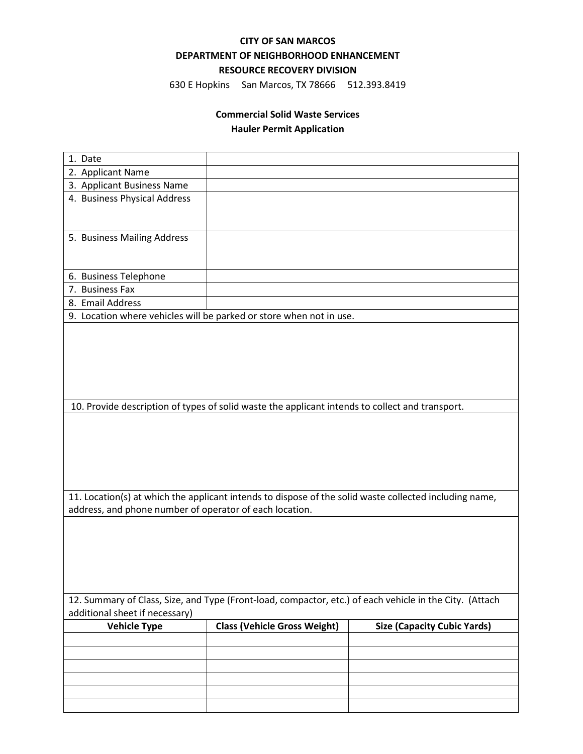**CITY OF SAN MARCOS**

**DEPARTMENT OF NEIGHBORHOOD ENHANCEMENT**

**RESOURCE RECOVERY DIVISION**

630 E Hopkins San Marcos, TX 78666 512.393.8419

**Commercial Solid Waste Services**

**Hauler Permit Application**

| | |
|---|---|
| 1. Date | |
| 2. Applicant Name | |
| 3. Applicant Business Name | |
| 4. Business Physical Address | |
| 5. Business Mailing Address | |
| 6. Business Telephone | |
| 7. Business Fax | |
| 8. Email Address | |

9. Location where vehicles will be parked or store when not in use.

10. Provide description of types of solid waste the applicant intends to collect and transport.

11. Location(s) at which the applicant intends to dispose of the solid waste collected including name, address, and phone number of operator of each location.

12. Summary of Class, Size, and Type (Front-load, compactor, etc.) of each vehicle in the City. (Attach additional sheet if necessary)

| Vehicle Type | Class (Vehicle Gross Weight) | Size (Capacity Cubic Yards) |
|---|---|---|
| | | |
| | | |
| | | |
| | | |
| | | |
| | | |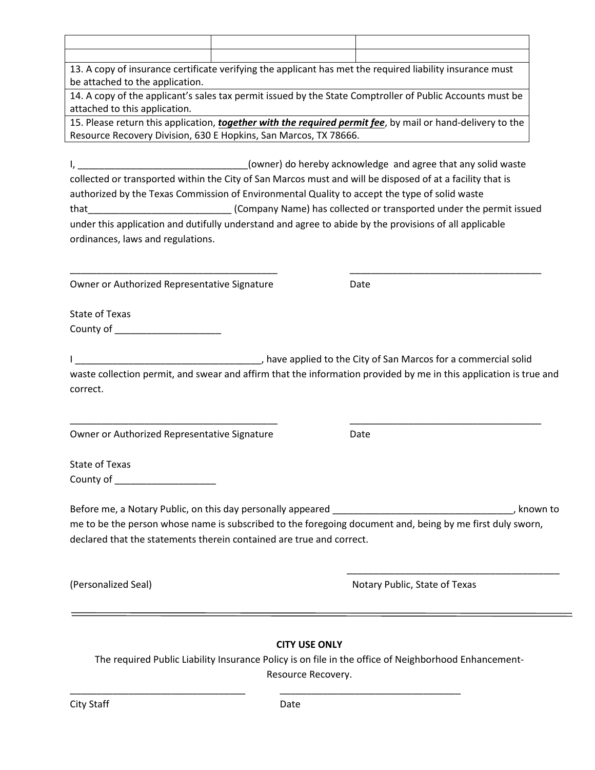| | | |
|---|---|---|
| | | |
| | | |
| 13. A copy of insurance certificate verifying the applicant has met the required liability insurance must be attached to the application. | | |
| 14. A copy of the applicant's sales tax permit issued by the State Comptroller of Public Accounts must be attached to this application. | | |
| 15. Please return this application, ***together with the required permit fee***, by mail or hand-delivery to the Resource Recovery Division, 630 E Hopkins, San Marcos, TX 78666. | | |

I, ________________________________(owner) do hereby acknowledge and agree that any solid waste collected or transported within the City of San Marcos must and will be disposed of at a facility that is authorized by the Texas Commission of Environmental Quality to accept the type of solid waste that___________________________ (Company Name) has collected or transported under the permit issued under this application and dutifully understand and agree to abide by the provisions of all applicable ordinances, laws and regulations.

________________________________________ ______________________________________

Owner or Authorized Representative Signature Date

State of Texas
County of ____________________

I ___________________________________, have applied to the City of San Marcos for a commercial solid waste collection permit, and swear and affirm that the information provided by me in this application is true and correct.

________________________________________ ______________________________________

Owner or Authorized Representative Signature Date

State of Texas
County of ___________________

Before me, a Notary Public, on this day personally appeared __________________________________, known to me to be the person whose name is subscribed to the foregoing document and, being by me first duly sworn, declared that the statements therein contained are true and correct.

__________________________________________

(Personalized Seal) Notary Public, State of Texas

---

**CITY USE ONLY**

The required Public Liability Insurance Policy is on file in the office of Neighborhood Enhancement-Resource Recovery.

__________________________________ ___________________________________

City Staff Date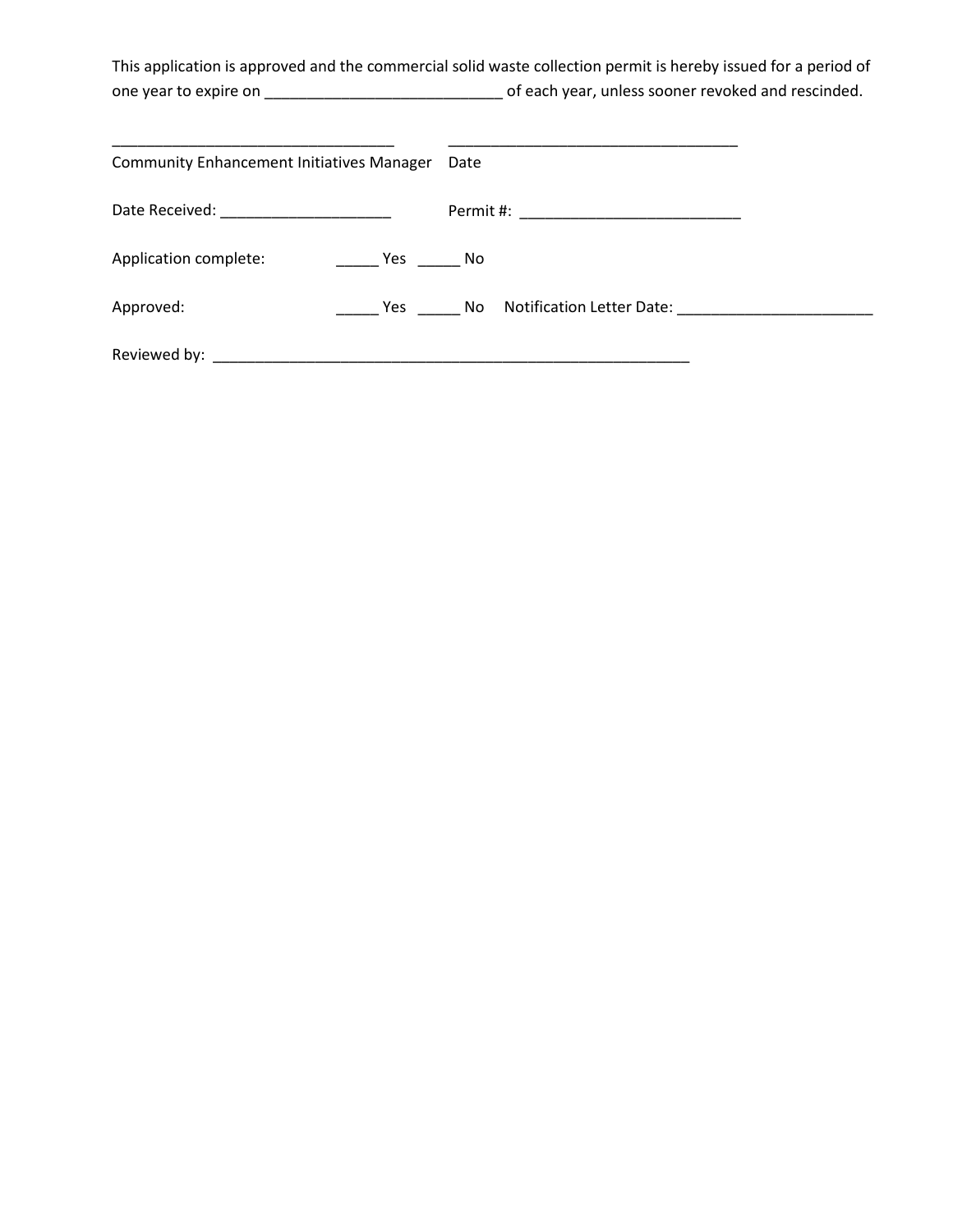This application is approved and the commercial solid waste collection permit is hereby issued for a period of one year to expire on ____________________________ of each year, unless sooner revoked and rescinded.

_________________________________ __________________________________

Community Enhancement Initiatives Manager Date

Date Received: ____________________ Permit #: __________________________

Application complete: _____ Yes _____ No

Approved: _____ Yes _____ No Notification Letter Date: _______________________

Reviewed by: __________________________________________________________